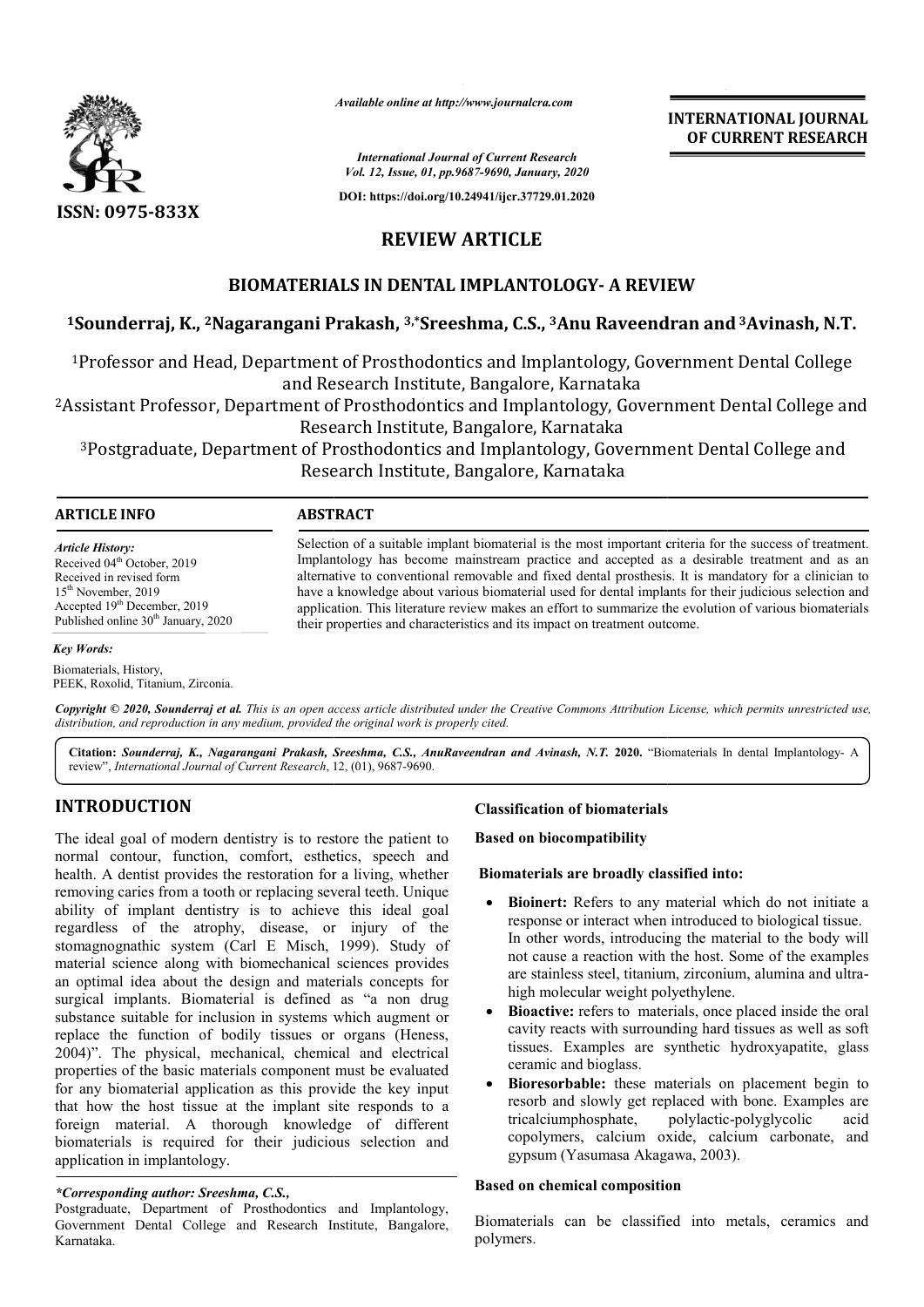ISSN: 0975-833X

*Available online at http://www.journalcra.com*

*International Journal of Current Research*
*Vol. 12, Issue, 01, pp.9687-9690, January, 2020*

**DOI: https://doi.org/10.24941/ijcr.37729.01.2020**

**INTERNATIONAL JOURNAL OF CURRENT RESEARCH**

**REVIEW ARTICLE**

# BIOMATERIALS IN DENTAL IMPLANTOLOGY- A REVIEW

**[1]Sounderraj, K., [2]Nagarangani Prakash, [3,*]Sreeshma, C.S., [3]Anu Raveendran and [3]Avinash, N.T.**

[1]Professor and Head, Department of Prosthodontics and Implantology, Government Dental College and Research Institute, Bangalore, Karnataka

[2]Assistant Professor, Department of Prosthodontics and Implantology, Government Dental College and Research Institute, Bangalore, Karnataka

[3]Postgraduate, Department of Prosthodontics and Implantology, Government Dental College and Research Institute, Bangalore, Karnataka

**ARTICLE INFO**

*Article History:*
Received 04th October, 2019
Received in revised form 15th November, 2019
Accepted 19th December, 2019
Published online 30th January, 2020

*Key Words:*
Biomaterials, History, PEEK, Roxolid, Titanium, Zirconia.

**ABSTRACT**

Selection of a suitable implant biomaterial is the most important criteria for the success of treatment. Implantology has become mainstream practice and accepted as a desirable treatment and as an alternative to conventional removable and fixed dental prosthesis. It is mandatory for a clinician to have a knowledge about various biomaterial used for dental implants for their judicious selection and application. This literature review makes an effort to summarize the evolution of various biomaterials their properties and characteristics and its impact on treatment outcome.

*Copyright © 2020, Sounderraj et al. This is an open access article distributed under the Creative Commons Attribution License, which permits unrestricted use, distribution, and reproduction in any medium, provided the original work is properly cited.*

**Citation:** *Sounderraj, K., Nagarangani Prakash, Sreeshma, C.S., AnuRaveendran and Avinash, N.T.* **2020.** "Biomaterials In dental Implantology- A review", *International Journal of Current Research*, 12, (01), 9687-9690.

## INTRODUCTION

The ideal goal of modern dentistry is to restore the patient to normal contour, function, comfort, esthetics, speech and health. A dentist provides the restoration for a living, whether removing caries from a tooth or replacing several teeth. Unique ability of implant dentistry is to achieve this ideal goal regardless of the atrophy, disease, or injury of the stomagnognathic system (Carl E Misch, 1999). Study of material science along with biomechanical sciences provides an optimal idea about the design and materials concepts for surgical implants. Biomaterial is defined as "a non drug substance suitable for inclusion in systems which augment or replace the function of bodily tissues or organs (Heness, 2004)". The physical, mechanical, chemical and electrical properties of the basic materials component must be evaluated for any biomaterial application as this provide the key input that how the host tissue at the implant site responds to a foreign material. A thorough knowledge of different biomaterials is required for their judicious selection and application in implantology.

*\*Corresponding author: Sreeshma, C.S.,*
Postgraduate, Department of Prosthodontics and Implantology, Government Dental College and Research Institute, Bangalore, Karnataka.

**Classification of biomaterials**

**Based on biocompatibility**

**Biomaterials are broadly classified into:**

- **Bioinert:** Refers to any material which do not initiate a response or interact when introduced to biological tissue. In other words, introducing the material to the body will not cause a reaction with the host. Some of the examples are stainless steel, titanium, zirconium, alumina and ultra-high molecular weight polyethylene.
- **Bioactive:** refers to materials, once placed inside the oral cavity reacts with surrounding hard tissues as well as soft tissues. Examples are synthetic hydroxyapatite, glass ceramic and bioglass.
- **Bioresorbable:** these materials on placement begin to resorb and slowly get replaced with bone. Examples are tricalciumphosphate, polylactic-polyglycolic acid copolymers, calcium oxide, calcium carbonate, and gypsum (Yasumasa Akagawa, 2003).

**Based on chemical composition**

Biomaterials can be classified into metals, ceramics and polymers.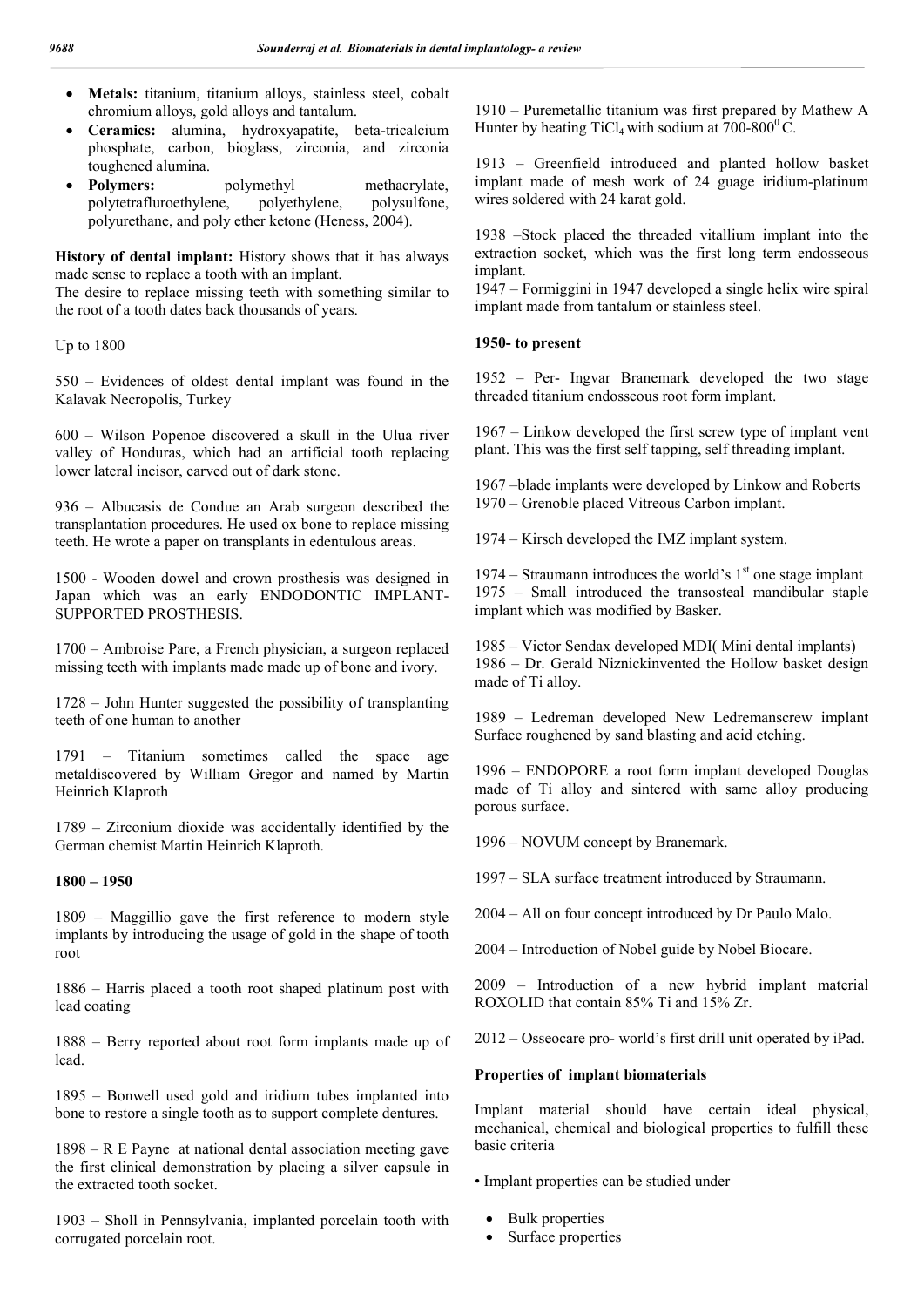- **Metals:** titanium, titanium alloys, stainless steel, cobalt chromium alloys, gold alloys and tantalum.
- **Ceramics:** alumina, hydroxyapatite, beta-tricalcium phosphate, carbon, bioglass, zirconia, and zirconia toughened alumina.
- **Polymers:** polymethyl methacrylate, polytetrafluroethylene, polyethylene, polysulfone, polyurethane, and poly ether ketone (Heness, 2004).

**History of dental implant:** History shows that it has always made sense to replace a tooth with an implant.
The desire to replace missing teeth with something similar to the root of a tooth dates back thousands of years.

Up to 1800

550 – Evidences of oldest dental implant was found in the Kalavak Necropolis, Turkey

600 – Wilson Popenoe discovered a skull in the Ulua river valley of Honduras, which had an artificial tooth replacing lower lateral incisor, carved out of dark stone.

936 – Albucasis de Condue an Arab surgeon described the transplantation procedures. He used ox bone to replace missing teeth. He wrote a paper on transplants in edentulous areas.

1500 - Wooden dowel and crown prosthesis was designed in Japan which was an early ENDODONTIC IMPLANT-SUPPORTED PROSTHESIS.

1700 – Ambroise Pare, a French physician, a surgeon replaced missing teeth with implants made made up of bone and ivory.

1728 – John Hunter suggested the possibility of transplanting teeth of one human to another

1791 – Titanium sometimes called the space age metaldiscovered by William Gregor and named by Martin Heinrich Klaproth

1789 – Zirconium dioxide was accidentally identified by the German chemist Martin Heinrich Klaproth.

**1800 – 1950**

1809 – Maggillio gave the first reference to modern style implants by introducing the usage of gold in the shape of tooth root

1886 – Harris placed a tooth root shaped platinum post with lead coating

1888 – Berry reported about root form implants made up of lead.

1895 – Bonwell used gold and iridium tubes implanted into bone to restore a single tooth as to support complete dentures.

1898 – R E Payne at national dental association meeting gave the first clinical demonstration by placing a silver capsule in the extracted tooth socket.

1903 – Sholl in Pennsylvania, implanted porcelain tooth with corrugated porcelain root.

1910 – Puremetallic titanium was first prepared by Mathew A Hunter by heating $TiCl_4$ with sodium at 700-800$^0$C.

1913 – Greenfield introduced and planted hollow basket implant made of mesh work of 24 guage iridium-platinum wires soldered with 24 karat gold.

1938 –Stock placed the threaded vitallium implant into the extraction socket, which was the first long term endosseous implant.
1947 – Formiggini in 1947 developed a single helix wire spiral implant made from tantalum or stainless steel.

**1950- to present**

1952 – Per- Ingvar Branemark developed the two stage threaded titanium endosseous root form implant.

1967 – Linkow developed the first screw type of implant vent plant. This was the first self tapping, self threading implant.

1967 –blade implants were developed by Linkow and Roberts
1970 – Grenoble placed Vitreous Carbon implant.

1974 – Kirsch developed the IMZ implant system.

1974 – Straumann introduces the world's 1st one stage implant
1975 – Small introduced the transosteal mandibular staple implant which was modified by Basker.

1985 – Victor Sendax developed MDI( Mini dental implants)
1986 – Dr. Gerald Niznickinvented the Hollow basket design made of Ti alloy.

1989 – Ledreman developed New Ledremanscrew implant Surface roughened by sand blasting and acid etching.

1996 – ENDOPORE a root form implant developed Douglas made of Ti alloy and sintered with same alloy producing porous surface.

1996 – NOVUM concept by Branemark.

1997 – SLA surface treatment introduced by Straumann.

2004 – All on four concept introduced by Dr Paulo Malo.

2004 – Introduction of Nobel guide by Nobel Biocare.

2009 – Introduction of a new hybrid implant material ROXOLID that contain 85% Ti and 15% Zr.

2012 – Osseocare pro- world's first drill unit operated by iPad.

**Properties of implant biomaterials**

Implant material should have certain ideal physical, mechanical, chemical and biological properties to fulfill these basic criteria

• Implant properties can be studied under

- Bulk properties
- Surface properties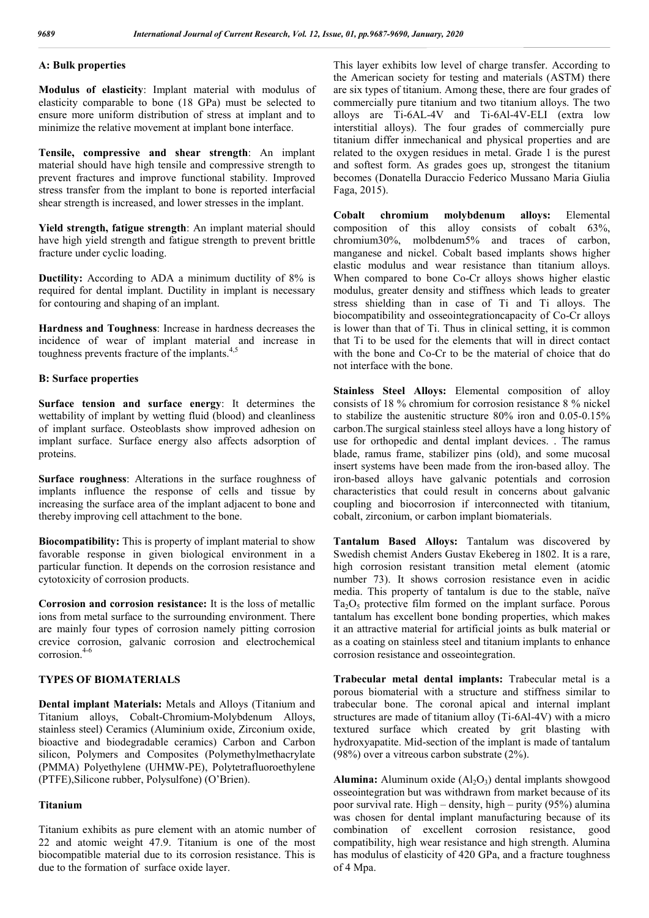**A: Bulk properties**

**Modulus of elasticity**: Implant material with modulus of elasticity comparable to bone (18 GPa) must be selected to ensure more uniform distribution of stress at implant and to minimize the relative movement at implant bone interface.

**Tensile, compressive and shear strength**: An implant material should have high tensile and compressive strength to prevent fractures and improve functional stability. Improved stress transfer from the implant to bone is reported interfacial shear strength is increased, and lower stresses in the implant.

**Yield strength, fatigue strength**: An implant material should have high yield strength and fatigue strength to prevent brittle fracture under cyclic loading.

**Ductility:** According to ADA a minimum ductility of 8% is required for dental implant. Ductility in implant is necessary for contouring and shaping of an implant.

**Hardness and Toughness**: Increase in hardness decreases the incidence of wear of implant material and increase in toughness prevents fracture of the implants.[4,5]

**B: Surface properties**

**Surface tension and surface energy**: It determines the wettability of implant by wetting fluid (blood) and cleanliness of implant surface. Osteoblasts show improved adhesion on implant surface. Surface energy also affects adsorption of proteins.

**Surface roughness**: Alterations in the surface roughness of implants influence the response of cells and tissue by increasing the surface area of the implant adjacent to bone and thereby improving cell attachment to the bone.

**Biocompatibility:** This is property of implant material to show favorable response in given biological environment in a particular function. It depends on the corrosion resistance and cytotoxicity of corrosion products.

**Corrosion and corrosion resistance:** It is the loss of metallic ions from metal surface to the surrounding environment. There are mainly four types of corrosion namely pitting corrosion crevice corrosion, galvanic corrosion and electrochemical corrosion.[4-6]

## TYPES OF BIOMATERIALS

**Dental implant Materials:** Metals and Alloys (Titanium and Titanium alloys, Cobalt-Chromium-Molybdenum Alloys, stainless steel) Ceramics (Aluminium oxide, Zirconium oxide, bioactive and biodegradable ceramics) Carbon and Carbon silicon, Polymers and Composites (Polymethylmethacrylate (PMMA) Polyethylene (UHMW-PE), Polytetrafluoroethylene (PTFE),Silicone rubber, Polysulfone) (O'Brien).

### Titanium

Titanium exhibits as pure element with an atomic number of 22 and atomic weight 47.9. Titanium is one of the most biocompatible material due to its corrosion resistance. This is due to the formation of surface oxide layer.

This layer exhibits low level of charge transfer. According to the American society for testing and materials (ASTM) there are six types of titanium. Among these, there are four grades of commercially pure titanium and two titanium alloys. The two alloys are Ti-6AL-4V and Ti-6Al-4V-ELI (extra low interstitial alloys). The four grades of commercially pure titanium differ inmechanical and physical properties and are related to the oxygen residues in metal. Grade 1 is the purest and softest form. As grades goes up, strongest the titanium becomes (Donatella Duraccio Federico Mussano Maria Giulia Faga, 2015).

**Cobalt chromium molybdenum alloys:** Elemental composition of this alloy consists of cobalt 63%, chromium30%, molbdenum5% and traces of carbon, manganese and nickel. Cobalt based implants shows higher elastic modulus and wear resistance than titanium alloys. When compared to bone Co-Cr alloys shows higher elastic modulus, greater density and stiffness which leads to greater stress shielding than in case of Ti and Ti alloys. The biocompatibility and osseointegrationcapacity of Co-Cr alloys is lower than that of Ti. Thus in clinical setting, it is common that Ti to be used for the elements that will in direct contact with the bone and Co-Cr to be the material of choice that do not interface with the bone.

**Stainless Steel Alloys:** Elemental composition of alloy consists of 18 % chromium for corrosion resistance 8 % nickel to stabilize the austenitic structure 80% iron and 0.05-0.15% carbon.The surgical stainless steel alloys have a long history of use for orthopedic and dental implant devices. . The ramus blade, ramus frame, stabilizer pins (old), and some mucosal insert systems have been made from the iron-based alloy. The iron-based alloys have galvanic potentials and corrosion characteristics that could result in concerns about galvanic coupling and biocorrosion if interconnected with titanium, cobalt, zirconium, or carbon implant biomaterials.

**Tantalum Based Alloys:** Tantalum was discovered by Swedish chemist Anders Gustav Ekebereg in 1802. It is a rare, high corrosion resistant transition metal element (atomic number 73). It shows corrosion resistance even in acidic media. This property of tantalum is due to the stable, naïve $Ta_2O_5$ protective film formed on the implant surface. Porous tantalum has excellent bone bonding properties, which makes it an attractive material for artificial joints as bulk material or as a coating on stainless steel and titanium implants to enhance corrosion resistance and osseointegration.

**Trabecular metal dental implants:** Trabecular metal is a porous biomaterial with a structure and stiffness similar to trabecular bone. The coronal apical and internal implant structures are made of titanium alloy (Ti-6Al-4V) with a micro textured surface which created by grit blasting with hydroxyapatite. Mid-section of the implant is made of tantalum (98%) over a vitreous carbon substrate (2%).

**Alumina:** Aluminum oxide ($Al_2O_3$) dental implants showgood osseointegration but was withdrawn from market because of its poor survival rate. High – density, high – purity (95%) alumina was chosen for dental implant manufacturing because of its combination of excellent corrosion resistance, good compatibility, high wear resistance and high strength. Alumina has modulus of elasticity of 420 GPa, and a fracture toughness of 4 Mpa.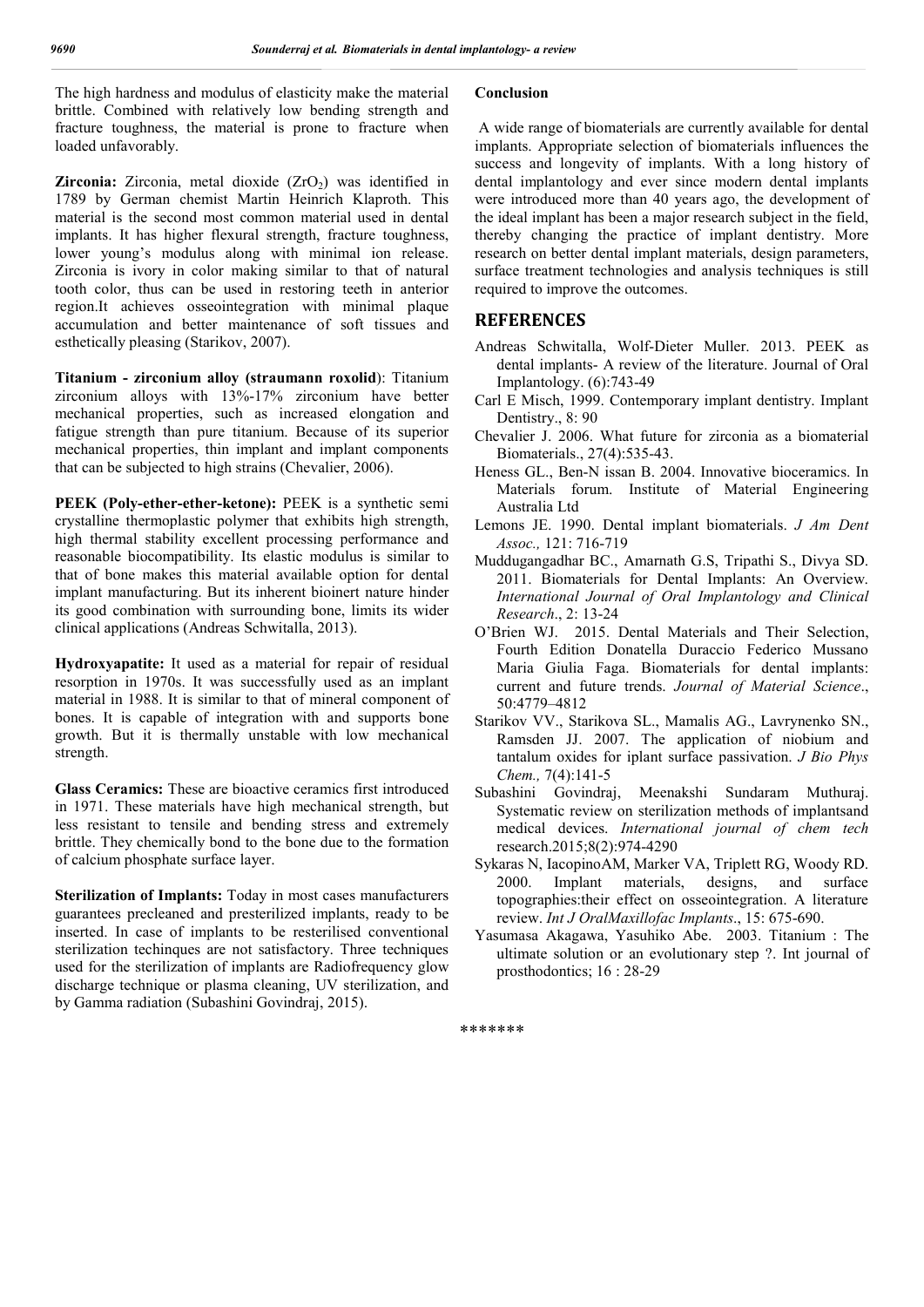The high hardness and modulus of elasticity make the material brittle. Combined with relatively low bending strength and fracture toughness, the material is prone to fracture when loaded unfavorably.

**Zirconia:** Zirconia, metal dioxide ($ZrO_2$) was identified in 1789 by German chemist Martin Heinrich Klaproth. This material is the second most common material used in dental implants. It has higher flexural strength, fracture toughness, lower young's modulus along with minimal ion release. Zirconia is ivory in color making similar to that of natural tooth color, thus can be used in restoring teeth in anterior region.It achieves osseointegration with minimal plaque accumulation and better maintenance of soft tissues and esthetically pleasing (Starikov, 2007).

**Titanium - zirconium alloy (straumann roxolid)**: Titanium zirconium alloys with 13%-17% zirconium have better mechanical properties, such as increased elongation and fatigue strength than pure titanium. Because of its superior mechanical properties, thin implant and implant components that can be subjected to high strains (Chevalier, 2006).

**PEEK (Poly-ether-ether-ketone):** PEEK is a synthetic semi crystalline thermoplastic polymer that exhibits high strength, high thermal stability excellent processing performance and reasonable biocompatibility. Its elastic modulus is similar to that of bone makes this material available option for dental implant manufacturing. But its inherent bioinert nature hinder its good combination with surrounding bone, limits its wider clinical applications (Andreas Schwitalla, 2013).

**Hydroxyapatite:** It used as a material for repair of residual resorption in 1970s. It was successfully used as an implant material in 1988. It is similar to that of mineral component of bones. It is capable of integration with and supports bone growth. But it is thermally unstable with low mechanical strength.

**Glass Ceramics:** These are bioactive ceramics first introduced in 1971. These materials have high mechanical strength, but less resistant to tensile and bending stress and extremely brittle. They chemically bond to the bone due to the formation of calcium phosphate surface layer.

**Sterilization of Implants:** Today in most cases manufacturers guarantees precleaned and presterilized implants, ready to be inserted. In case of implants to be resterilised conventional sterilization techinques are not satisfactory. Three techniques used for the sterilization of implants are Radiofrequency glow discharge technique or plasma cleaning, UV sterilization, and by Gamma radiation (Subashini Govindraj, 2015).

## Conclusion

A wide range of biomaterials are currently available for dental implants. Appropriate selection of biomaterials influences the success and longevity of implants. With a long history of dental implantology and ever since modern dental implants were introduced more than 40 years ago, the development of the ideal implant has been a major research subject in the field, thereby changing the practice of implant dentistry. More research on better dental implant materials, design parameters, surface treatment technologies and analysis techniques is still required to improve the outcomes.

## REFERENCES

Andreas Schwitalla, Wolf-Dieter Muller. 2013. PEEK as dental implants- A review of the literature. Journal of Oral Implantology. (6):743-49

Carl E Misch, 1999. Contemporary implant dentistry. Implant Dentistry., 8: 90

Chevalier J. 2006. What future for zirconia as a biomaterial Biomaterials., 27(4):535-43.

Heness GL., Ben-N issan B. 2004. Innovative bioceramics. In Materials forum. Institute of Material Engineering Australia Ltd

Lemons JE. 1990. Dental implant biomaterials. *J Am Dent Assoc.,* 121: 716-719

Muddugangadhar BC., Amarnath G.S, Tripathi S., Divya SD. 2011. Biomaterials for Dental Implants: An Overview. *International Journal of Oral Implantology and Clinical Research*., 2: 13-24

O'Brien WJ. 2015. Dental Materials and Their Selection, Fourth Edition Donatella Duraccio Federico Mussano Maria Giulia Faga. Biomaterials for dental implants: current and future trends. *Journal of Material Science*., 50:4779–4812

Starikov VV., Starikova SL., Mamalis AG., Lavrynenko SN., Ramsden JJ. 2007. The application of niobium and tantalum oxides for iplant surface passivation. *J Bio Phys Chem.,* 7(4):141-5

Subashini Govindraj, Meenakshi Sundaram Muthuraj. Systematic review on sterilization methods of implantsand medical devices. *International journal of chem tech* research.2015;8(2):974-4290

Sykaras N, IacopinoAM, Marker VA, Triplett RG, Woody RD. 2000. Implant materials, designs, and surface topographies:their effect on osseointegration. A literature review. *Int J OralMaxillofac Implants*., 15: 675-690.

Yasumasa Akagawa, Yasuhiko Abe. 2003. Titanium : The ultimate solution or an evolutionary step ?. Int journal of prosthodontics; 16 : 28-29

*******